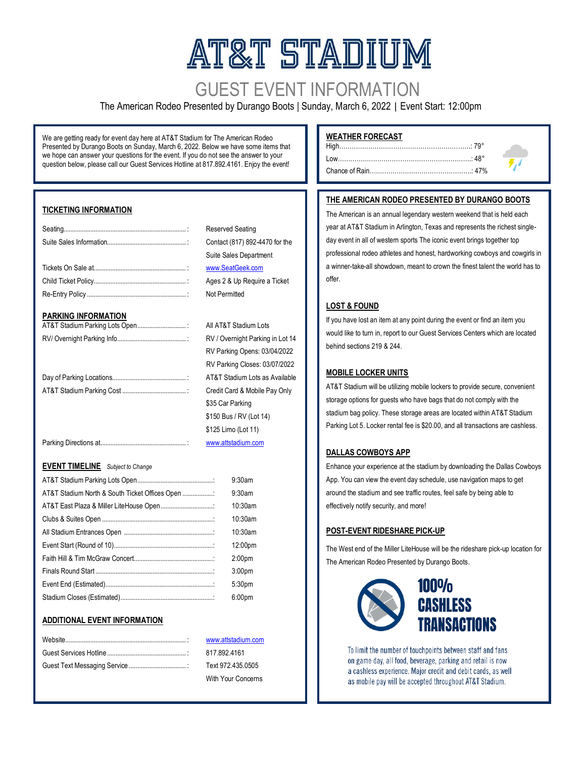# AT&T STADIUM

## GUEST EVENT INFORMATION

The American Rodeo Presented by Durango Boots | Sunday, March 6, 2022 | Event Start: 12:00pm

We are getting ready for event day here at AT&T Stadium for The American Rodeo Presented by Durango Boots on Sunday, March 6, 2022. Below we have some items that we hope can answer your questions for the event. If you do not see the answer to your question below, please call our Guest Services Hotline at 817.892.4161. Enjoy the event!

### TICKETING INFORMATION

| | |
|---|---|
| Seating | Reserved Seating |
| Suite Sales Information | Contact (817) 892-4470 for the Suite Sales Department |
| Tickets On Sale at | www.SeatGeek.com |
| Child Ticket Policy | Ages 2 & Up Require a Ticket |
| Re-Entry Policy | Not Permitted |

### PARKING INFORMATION

| | |
|---|---|
| AT&T Stadium Parking Lots Open | All AT&T Stadium Lots |
| RV/ Overnight Parking Info | RV / Overnight Parking in Lot 14<br>RV Parking Opens: 03/04/2022<br>RV Parking Closes: 03/07/2022 |
| Day of Parking Locations | AT&T Stadium Lots as Available |
| AT&T Stadium Parking Cost | Credit Card & Mobile Pay Only<br>$35 Car Parking<br>$150 Bus / RV (Lot 14)<br>$125 Limo (Lot 11) |
| Parking Directions at | www.attstadium.com |

### EVENT TIMELINE *Subject to Change*

| | |
|---|---|
| AT&T Stadium Parking Lots Open | 9:30am |
| AT&T Stadium North & South Ticket Offices Open | 9:30am |
| AT&T East Plaza & Miller LiteHouse Open | 10:30am |
| Clubs & Suites Open | 10:30am |
| All Stadium Entrances Open | 10:30am |
| Event Start (Round of 10) | 12:00pm |
| Faith Hill & Tim McGraw Concert | 2:00pm |
| Finals Round Start | 3:00pm |
| Event End (Estimated) | 5:30pm |
| Stadium Closes (Estimated) | 6:00pm |

### ADDITIONAL EVENT INFORMATION

| | |
|---|---|
| Website | www.attstadium.com |
| Guest Services Hotline | 817.892.4161 |
| Guest Text Messaging Service | Text 972.435.0505 With Your Concerns |

### WEATHER FORECAST

| | |
|---|---|
| High | 79° |
| Low | 48° |
| Chance of Rain | 47% |

### THE AMERICAN RODEO PRESENTED BY DURANGO BOOTS

The American is an annual legendary western weekend that is held each year at AT&T Stadium in Arlington, Texas and represents the richest single-day event in all of western sports The iconic event brings together top professional rodeo athletes and honest, hardworking cowboys and cowgirls in a winner-take-all showdown, meant to crown the finest talent the world has to offer.

### LOST & FOUND

If you have lost an item at any point during the event or find an item you would like to turn in, report to our Guest Services Centers which are located behind sections 219 & 244.

### MOBILE LOCKER UNITS

AT&T Stadium will be utilizing mobile lockers to provide secure, convenient storage options for guests who have bags that do not comply with the stadium bag policy. These storage areas are located within AT&T Stadium Parking Lot 5. Locker rental fee is $20.00, and all transactions are cashless.

### DALLAS COWBOYS APP

Enhance your experience at the stadium by downloading the Dallas Cowboys App. You can view the event day schedule, use navigation maps to get around the stadium and see traffic routes, feel safe by being able to effectively notify security, and more!

### POST-EVENT RIDESHARE PICK-UP

The West end of the Miller LiteHouse will be the rideshare pick-up location for The American Rodeo Presented by Durango Boots.

### 100% CASHLESS TRANSACTIONS

To limit the number of touchpoints between staff and fans on game day, all food, beverage, parking and retail is now a cashless experience. Major credit and debit cards, as well as mobile pay will be accepted throughout AT&T Stadium.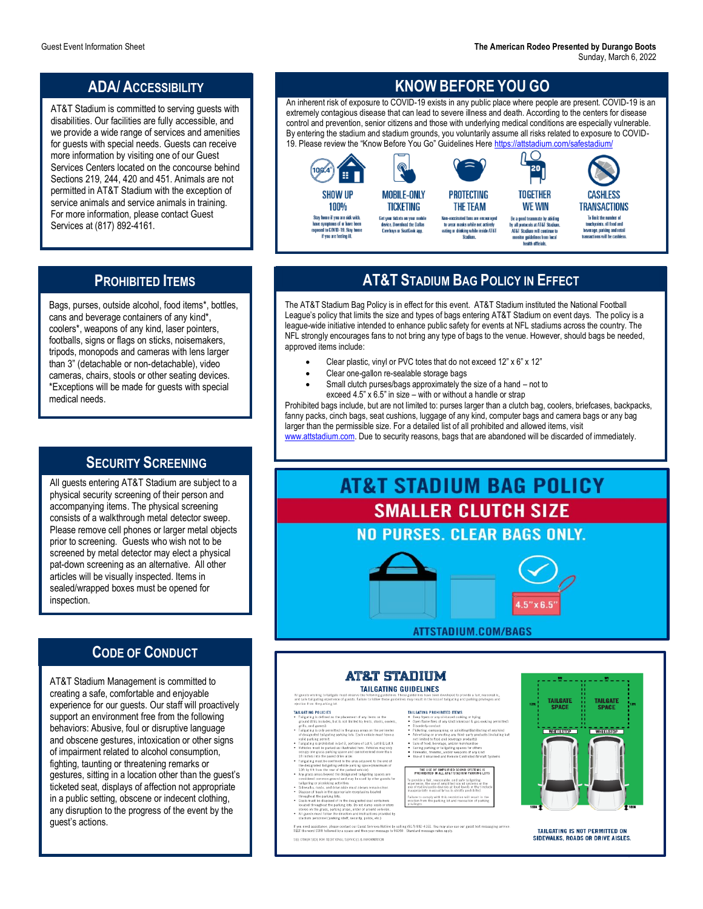Guest Event Information Sheet

**The American Rodeo Presented by Durango Boots**
Sunday, March 6, 2022

## ADA/ Accessibility

AT&T Stadium is committed to serving guests with disabilities. Our facilities are fully accessible, and we provide a wide range of services and amenities for guests with special needs. Guests can receive more information by visiting one of our Guest Services Centers located on the concourse behind Sections 219, 244, 420 and 451. Animals are not permitted in AT&T Stadium with the exception of service animals and service animals in training. For more information, please contact Guest Services at (817) 892-4161.

## Prohibited Items

Bags, purses, outside alcohol, food items*, bottles, cans and beverage containers of any kind*, coolers*, weapons of any kind, laser pointers, footballs, signs or flags on sticks, noisemakers, tripods, monopods and cameras with lens larger than 3" (detachable or non-detachable), video cameras, chairs, stools or other seating devices.
*Exceptions will be made for guests with special medical needs.

## Security Screening

All guests entering AT&T Stadium are subject to a physical security screening of their person and accompanying items. The physical screening consists of a walkthrough metal detector sweep. Please remove cell phones or larger metal objects prior to screening. Guests who wish not to be screened by metal detector may elect a physical pat-down screening as an alternative. All other articles will be visually inspected. Items in sealed/wrapped boxes must be opened for inspection.

## Code of Conduct

AT&T Stadium Management is committed to creating a safe, comfortable and enjoyable experience for our guests. Our staff will proactively support an environment free from the following behaviors: Abusive, foul or disruptive language and obscene gestures, intoxication or other signs of impairment related to alcohol consumption, fighting, taunting or threatening remarks or gestures, sitting in a location other than the guest's ticketed seat, displays of affection not appropriate in a public setting, obscene or indecent clothing, any disruption to the progress of the event by the guest's actions.

## KNOW BEFORE YOU GO

An inherent risk of exposure to COVID-19 exists in any public place where people are present. COVID-19 is an extremely contagious disease that can lead to severe illness and death. According to the centers for disease control and prevention, senior citizens and those with underlying medical conditions are especially vulnerable. By entering the stadium and stadium grounds, you voluntarily assume all risks related to exposure to COVID-19. Please review the "Know Before You Go" Guidelines Here https://attstadium.com/safestadium/

**SHOW UP 100%** – Stay home if you are sick with, have symptoms of or have been exposed to COVID-19. Stay home if you are feeling ill.

**MOBILE-ONLY TICKETING** – Get your tickets on your mobile device. Download the Dallas Cowboys or SeatGeek app.

**PROTECTING THE TEAM** – Non-vaccinated fans are encouraged to wear masks while not actively eating or drinking while inside AT&T Stadium.

**TOGETHER WE WIN** – Be a good teammate by abiding by all protocols at AT&T Stadium. AT&T Stadium will continue to monitor guidelines from local health officials.

**CASHLESS TRANSACTIONS** – To limit the number of touchpoints, all food and beverage, parking and retail transactions will be cashless.

## AT&T Stadium Bag Policy in Effect

The AT&T Stadium Bag Policy is in effect for this event. AT&T Stadium instituted the National Football League's policy that limits the size and types of bags entering AT&T Stadium on event days. The policy is a league-wide initiative intended to enhance public safety for events at NFL stadiums across the country. The NFL strongly encourages fans to not bring any type of bags to the venue. However, should bags be needed, approved items include:

- Clear plastic, vinyl or PVC totes that do not exceed 12" x 6" x 12"
- Clear one-gallon re-sealable storage bags
- Small clutch purses/bags approximately the size of a hand – not to exceed 4.5" x 6.5" in size – with or without a handle or strap

Prohibited bags include, but are not limited to: purses larger than a clutch bag, coolers, briefcases, backpacks, fanny packs, cinch bags, seat cushions, luggage of any kind, computer bags and camera bags or any bag larger than the permissible size. For a detailed list of all prohibited and allowed items, visit www.attstadium.com. Due to security reasons, bags that are abandoned will be discarded of immediately.

**AT&T STADIUM BAG POLICY**

**SMALLER CLUTCH SIZE**

**NO PURSES. CLEAR BAGS ONLY.**

4.5" x 6.5"

ATTSTADIUM.COM/BAGS

**AT&T STADIUM**

**TAILGATING GUIDELINES**

TAILGATE SPACE

TAILGATE SPACE

WHEELSTOP

WHEELSTOP

TAILGATING IS NOT PERMITTED ON SIDEWALKS, ROADS OR DRIVE AISLES.